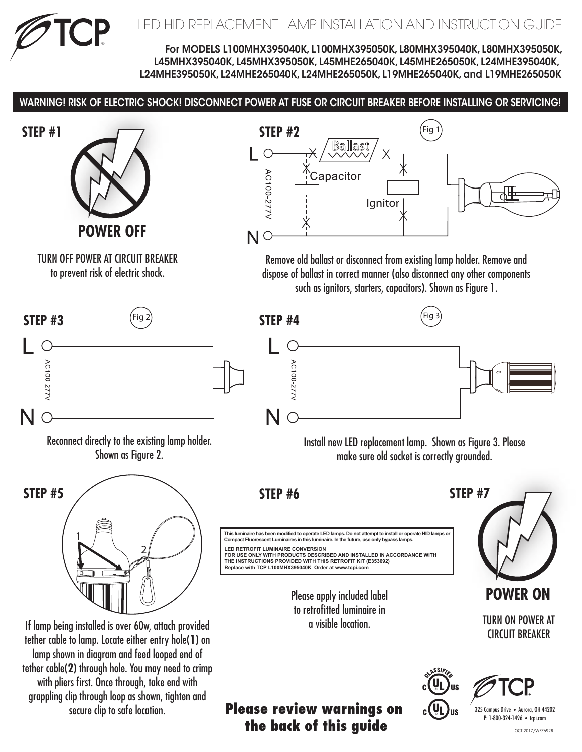# LED HID REPLACEMENT LAMP INSTALLATION AND INSTRUCTION GUIDE

**For MODELS L100MHX395040K, L100MHX395050K, L80MHX395040K, L80MHX395050K, L45MHX395040K, L45MHX395050K, L45MHE265040K, L45MHE265050K, L24MHE395040K, L24MHE395050K, L24MHE265040K, L24MHE265050K, L19MHE265040K, and L19MHE265050K**

**WARNING! RISK OF ELECTRIC SHOCK! DISCONNECT POWER AT FUSE OR CIRCUIT BREAKER BEFORE INSTALLING OR SERVICING!**

## STEP #1

**POWER OFF**

TURN OFF POWER AT CIRCUIT BREAKER to prevent risk of electric shock.

## STEP #2

Fig 1

L — Ballast — Capacitor — Ignitor — AC100-277V — N

Remove old ballast or disconnect from existing lamp holder. Remove and dispose of ballast in correct manner (also disconnect any other components such as ignitors, starters, capacitors). Shown as Figure 1.

## STEP #3

Fig 2

L — AC100-277V — N

Reconnect directly to the existing lamp holder. Shown as Figure 2.

## STEP #4

Fig 3

L — AC100-277V — N

Install new LED replacement lamp. Shown as Figure 3. Please make sure old socket is correctly grounded.

## STEP #5

If lamp being installed is over 60w, attach provided tether cable to lamp. Locate either entry hole(**1**) on lamp shown in diagram and feed looped end of tether cable(**2**) through hole. You may need to crimp with pliers first. Once through, take end with grappling clip through loop as shown, tighten and secure clip to safe location.

## STEP #6

**This luminaire has been modified to operate LED lamps. Do not attempt to install or operate HID lamps or Compact Fluorescent Luminaires in this luminaire. In the future, use only bypass lamps.**

**LED RETROFIT LUMINAIRE CONVERSION**
**FOR USE ONLY WITH PRODUCTS DESCRIBED AND INSTALLED IN ACCORDANCE WITH THE INSTRUCTIONS PROVIDED WITH THIS RETROFIT KIT (E353692)**
**Replace with TCP L100MHX395040K Order at www.tcpi.com**

Please apply included label to retrofitted luminaire in a visible location.

## STEP #7

**POWER ON**

TURN ON POWER AT CIRCUIT BREAKER

**Please review warnings on the back of this guide**

325 Campus Drive • Aurora, OH 44202
P: 1-800-324-1496 • tcpi.com

OCT 2017/WF76928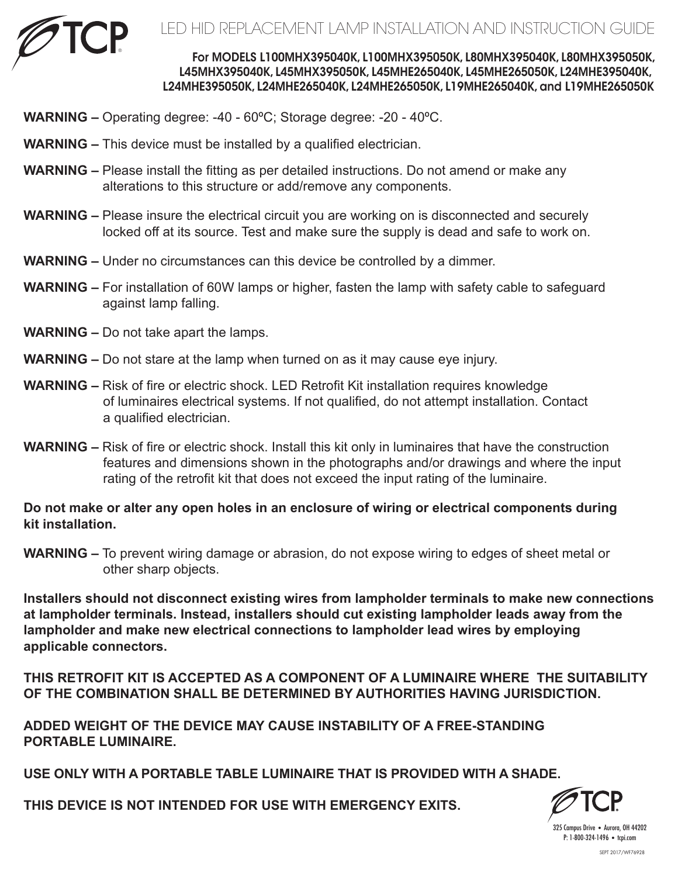# LED HID REPLACEMENT LAMP INSTALLATION AND INSTRUCTION GUIDE

**For MODELS L100MHX395040K, L100MHX395050K, L80MHX395040K, L80MHX395050K, L45MHX395040K, L45MHX395050K, L45MHE265040K, L45MHE265050K, L24MHE395040K, L24MHE395050K, L24MHE265040K, L24MHE265050K, L19MHE265040K, and L19MHE265050K**

**WARNING –** Operating degree: -40 - 60ºC; Storage degree: -20 - 40ºC.

**WARNING –** This device must be installed by a qualified electrician.

**WARNING –** Please install the fitting as per detailed instructions. Do not amend or make any alterations to this structure or add/remove any components.

**WARNING –** Please insure the electrical circuit you are working on is disconnected and securely locked off at its source. Test and make sure the supply is dead and safe to work on.

**WARNING –** Under no circumstances can this device be controlled by a dimmer.

**WARNING –** For installation of 60W lamps or higher, fasten the lamp with safety cable to safeguard against lamp falling.

**WARNING –** Do not take apart the lamps.

**WARNING –** Do not stare at the lamp when turned on as it may cause eye injury.

**WARNING –** Risk of fire or electric shock. LED Retrofit Kit installation requires knowledge of luminaires electrical systems. If not qualified, do not attempt installation. Contact a qualified electrician.

**WARNING –** Risk of fire or electric shock. Install this kit only in luminaires that have the construction features and dimensions shown in the photographs and/or drawings and where the input rating of the retrofit kit that does not exceed the input rating of the luminaire.

**Do not make or alter any open holes in an enclosure of wiring or electrical components during kit installation.**

**WARNING –** To prevent wiring damage or abrasion, do not expose wiring to edges of sheet metal or other sharp objects.

**Installers should not disconnect existing wires from lampholder terminals to make new connections at lampholder terminals. Instead, installers should cut existing lampholder leads away from the lampholder and make new electrical connections to lampholder lead wires by employing applicable connectors.**

**THIS RETROFIT KIT IS ACCEPTED AS A COMPONENT OF A LUMINAIRE WHERE THE SUITABILITY OF THE COMBINATION SHALL BE DETERMINED BY AUTHORITIES HAVING JURISDICTION.**

**ADDED WEIGHT OF THE DEVICE MAY CAUSE INSTABILITY OF A FREE-STANDING PORTABLE LUMINAIRE.**

**USE ONLY WITH A PORTABLE TABLE LUMINAIRE THAT IS PROVIDED WITH A SHADE.**

**THIS DEVICE IS NOT INTENDED FOR USE WITH EMERGENCY EXITS.**

TCP
325 Campus Drive • Aurora, OH 44202
P: 1-800-324-1496 • tcpi.com

SEPT 2017/WF76928